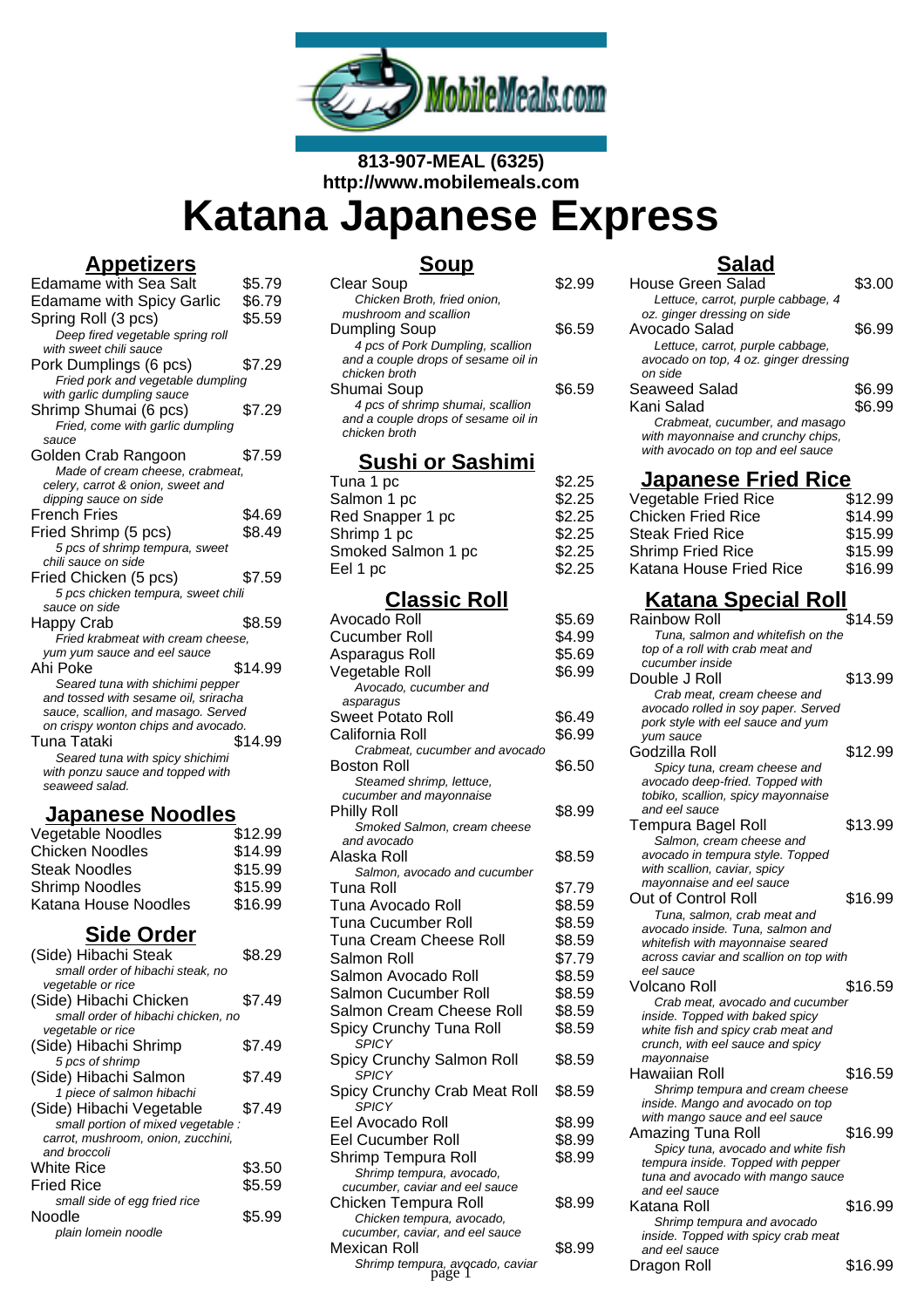813-907-MEAL (6325)
http://www.mobilemeals.com

# Katana Japanese Express

## Appetizers

| Item | Price |
| --- | --- |
| Edamame with Sea Salt | $5.79 |
| Edamame with Spicy Garlic | $6.79 |
| Spring Roll (3 pcs) | $5.59 |

*Deep fired vegetable spring roll with sweet chili sauce*

| Item | Price |
| --- | --- |
| Pork Dumplings (6 pcs) | $7.29 |

*Fried pork and vegetable dumpling with garlic dumpling sauce*

| Item | Price |
| --- | --- |
| Shrimp Shumai (6 pcs) | $7.29 |

*Fried, come with garlic dumpling sauce*

| Item | Price |
| --- | --- |
| Golden Crab Rangoon | $7.59 |

*Made of cream cheese, crabmeat, celery, carrot & onion, sweet and dipping sauce on side*

| Item | Price |
| --- | --- |
| French Fries | $4.69 |
| Fried Shrimp (5 pcs) | $8.49 |

*5 pcs of shrimp tempura, sweet chili sauce on side*

| Item | Price |
| --- | --- |
| Fried Chicken (5 pcs) | $7.59 |

*5 pcs chicken tempura, sweet chili sauce on side*

| Item | Price |
| --- | --- |
| Happy Crab | $8.59 |

*Fried krabmeat with cream cheese, yum yum sauce and eel sauce*

| Item | Price |
| --- | --- |
| Ahi Poke | $14.99 |

*Seared tuna with shichimi pepper and tossed with sesame oil, sriracha sauce, scallion, and masago. Served on crispy wonton chips and avocado.*

| Item | Price |
| --- | --- |
| Tuna Tataki | $14.99 |

*Seared tuna with spicy shichimi with ponzu sauce and topped with seaweed salad.*

## Japanese Noodles

| Item | Price |
| --- | --- |
| Vegetable Noodles | $12.99 |
| Chicken Noodles | $14.99 |
| Steak Noodles | $15.99 |
| Shrimp Noodles | $15.99 |
| Katana House Noodles | $16.99 |

## Side Order

| Item | Price |
| --- | --- |
| (Side) Hibachi Steak | $8.29 |

*small order of hibachi steak, no vegetable or rice*

| Item | Price |
| --- | --- |
| (Side) Hibachi Chicken | $7.49 |

*small order of hibachi chicken, no vegetable or rice*

| Item | Price |
| --- | --- |
| (Side) Hibachi Shrimp | $7.49 |

*5 pcs of shrimp*

| Item | Price |
| --- | --- |
| (Side) Hibachi Salmon | $7.49 |

*1 piece of salmon hibachi*

| Item | Price |
| --- | --- |
| (Side) Hibachi Vegetable | $7.49 |

*small portion of mixed vegetable : carrot, mushroom, onion, zucchini, and broccoli*

| Item | Price |
| --- | --- |
| White Rice | $3.50 |
| Fried Rice | $5.59 |

*small side of egg fried rice*

| Item | Price |
| --- | --- |
| Noodle | $5.99 |

*plain lomein noodle*

## Soup

| Item | Price |
| --- | --- |
| Clear Soup | $2.99 |

*Chicken Broth, fried onion, mushroom and scallion*

| Item | Price |
| --- | --- |
| Dumpling Soup | $6.59 |

*4 pcs of Pork Dumpling, scallion and a couple drops of sesame oil in chicken broth*

| Item | Price |
| --- | --- |
| Shumai Soup | $6.59 |

*4 pcs of shrimp shumai, scallion and a couple drops of sesame oil in chicken broth*

## Sushi or Sashimi

| Item | Price |
| --- | --- |
| Tuna 1 pc | $2.25 |
| Salmon 1 pc | $2.25 |
| Red Snapper 1 pc | $2.25 |
| Shrimp 1 pc | $2.25 |
| Smoked Salmon 1 pc | $2.25 |
| Eel 1 pc | $2.25 |

## Classic Roll

| Item | Price |
| --- | --- |
| Avocado Roll | $5.69 |
| Cucumber Roll | $4.99 |
| Asparagus Roll | $5.69 |
| Vegetable Roll | $6.99 |

*Avocado, cucumber and asparagus*

| Item | Price |
| --- | --- |
| Sweet Potato Roll | $6.49 |
| California Roll | $6.99 |

*Crabmeat, cucumber and avocado*

| Item | Price |
| --- | --- |
| Boston Roll | $6.50 |

*Steamed shrimp, lettuce, cucumber and mayonnaise*

| Item | Price |
| --- | --- |
| Philly Roll | $8.99 |

*Smoked Salmon, cream cheese and avocado*

| Item | Price |
| --- | --- |
| Alaska Roll | $8.59 |

*Salmon, avocado and cucumber*

| Item | Price |
| --- | --- |
| Tuna Roll | $7.79 |
| Tuna Avocado Roll | $8.59 |
| Tuna Cucumber Roll | $8.59 |
| Tuna Cream Cheese Roll | $8.59 |
| Salmon Roll | $7.79 |
| Salmon Avocado Roll | $8.59 |
| Salmon Cucumber Roll | $8.59 |
| Salmon Cream Cheese Roll | $8.59 |
| Spicy Crunchy Tuna Roll | $8.59 |

*SPICY*

| Item | Price |
| --- | --- |
| Spicy Crunchy Salmon Roll | $8.59 |

*SPICY*

| Item | Price |
| --- | --- |
| Spicy Crunchy Crab Meat Roll | $8.59 |

*SPICY*

| Item | Price |
| --- | --- |
| Eel Avocado Roll | $8.99 |
| Eel Cucumber Roll | $8.99 |
| Shrimp Tempura Roll | $8.99 |

*Shrimp tempura, avocado, cucumber, caviar and eel sauce*

| Item | Price |
| --- | --- |
| Chicken Tempura Roll | $8.99 |

*Chicken tempura, avocado, cucumber, caviar, and eel sauce*

| Item | Price |
| --- | --- |
| Mexican Roll | $8.99 |

*Shrimp tempura, avocado, caviar*

## Salad

| Item | Price |
| --- | --- |
| House Green Salad | $3.00 |

*Lettuce, carrot, purple cabbage, 4 oz. ginger dressing on side*

| Item | Price |
| --- | --- |
| Avocado Salad | $6.99 |

*Lettuce, carrot, purple cabbage, avocado on top, 4 oz. ginger dressing on side*

| Item | Price |
| --- | --- |
| Seaweed Salad | $6.99 |
| Kani Salad | $6.99 |

*Crabmeat, cucumber, and masago with mayonnaise and crunchy chips, with avocado on top and eel sauce*

## Japanese Fried Rice

| Item | Price |
| --- | --- |
| Vegetable Fried Rice | $12.99 |
| Chicken Fried Rice | $14.99 |
| Steak Fried Rice | $15.99 |
| Shrimp Fried Rice | $15.99 |
| Katana House Fried Rice | $16.99 |

## Katana Special Roll

| Item | Price |
| --- | --- |
| Rainbow Roll | $14.59 |

*Tuna, salmon and whitefish on the top of a roll with crab meat and cucumber inside*

| Item | Price |
| --- | --- |
| Double J Roll | $13.99 |

*Crab meat, cream cheese and avocado rolled in soy paper. Served pork style with eel sauce and yum yum sauce*

| Item | Price |
| --- | --- |
| Godzilla Roll | $12.99 |

*Spicy tuna, cream cheese and avocado deep-fried. Topped with tobiko, scallion, spicy mayonnaise and eel sauce*

| Item | Price |
| --- | --- |
| Tempura Bagel Roll | $13.99 |

*Salmon, cream cheese and avocado in tempura style. Topped with scallion, caviar, spicy mayonnaise and eel sauce*

| Item | Price |
| --- | --- |
| Out of Control Roll | $16.99 |

*Tuna, salmon, crab meat and avocado inside. Tuna, salmon and whitefish with mayonnaise seared across caviar and scallion on top with eel sauce*

| Item | Price |
| --- | --- |
| Volcano Roll | $16.59 |

*Crab meat, avocado and cucumber inside. Topped with baked spicy white fish and spicy crab meat and crunch, with eel sauce and spicy mayonnaise*

| Item | Price |
| --- | --- |
| Hawaiian Roll | $16.59 |

*Shrimp tempura and cream cheese inside. Mango and avocado on top with mango sauce and eel sauce*

| Item | Price |
| --- | --- |
| Amazing Tuna Roll | $16.99 |

*Spicy tuna, avocado and white fish tempura inside. Topped with pepper tuna and avocado with mango sauce and eel sauce*

| Item | Price |
| --- | --- |
| Katana Roll | $16.99 |

*Shrimp tempura and avocado inside. Topped with spicy crab meat and eel sauce*

| Item | Price |
| --- | --- |
| Dragon Roll | $16.99 |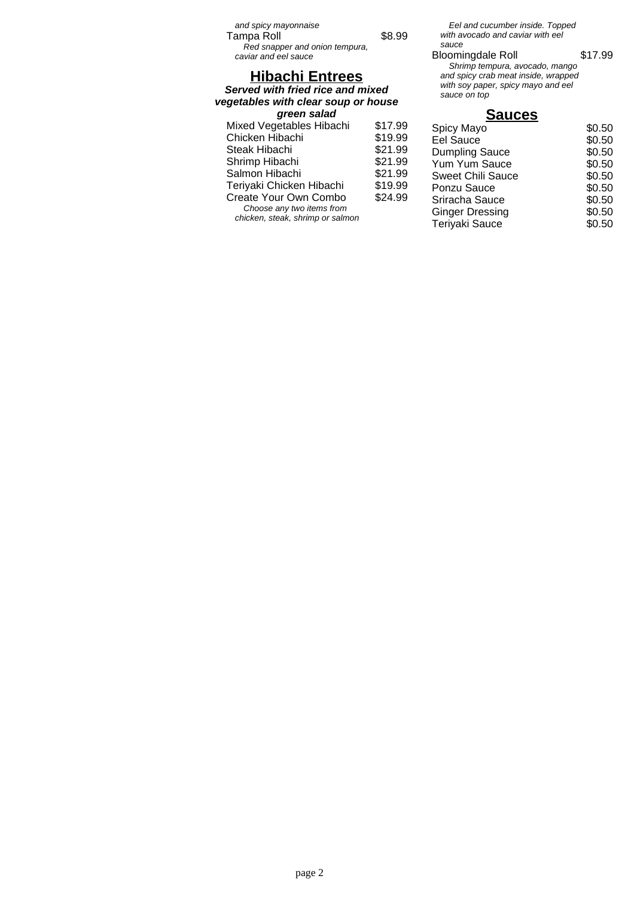*and spicy mayonnaise*

Tampa Roll $8.99

*Red snapper and onion tempura, caviar and eel sauce*

## Hibachi Entrees

***Served with fried rice and mixed vegetables with clear soup or house green salad***

| | |
|---|---|
| Mixed Vegetables Hibachi | $17.99 |
| Chicken Hibachi | $19.99 |
| Steak Hibachi | $21.99 |
| Shrimp Hibachi | $21.99 |
| Salmon Hibachi | $21.99 |
| Teriyaki Chicken Hibachi | $19.99 |
| Create Your Own Combo | $24.99 |

*Choose any two items from chicken, steak, shrimp or salmon*

*Eel and cucumber inside. Topped with avocado and caviar with eel sauce*

Bloomingdale Roll $17.99

*Shrimp tempura, avocado, mango and spicy crab meat inside, wrapped with soy paper, spicy mayo and eel sauce on top*

## Sauces

| | |
|---|---|
| Spicy Mayo | $0.50 |
| Eel Sauce | $0.50 |
| Dumpling Sauce | $0.50 |
| Yum Yum Sauce | $0.50 |
| Sweet Chili Sauce | $0.50 |
| Ponzu Sauce | $0.50 |
| Sriracha Sauce | $0.50 |
| Ginger Dressing | $0.50 |
| Teriyaki Sauce | $0.50 |